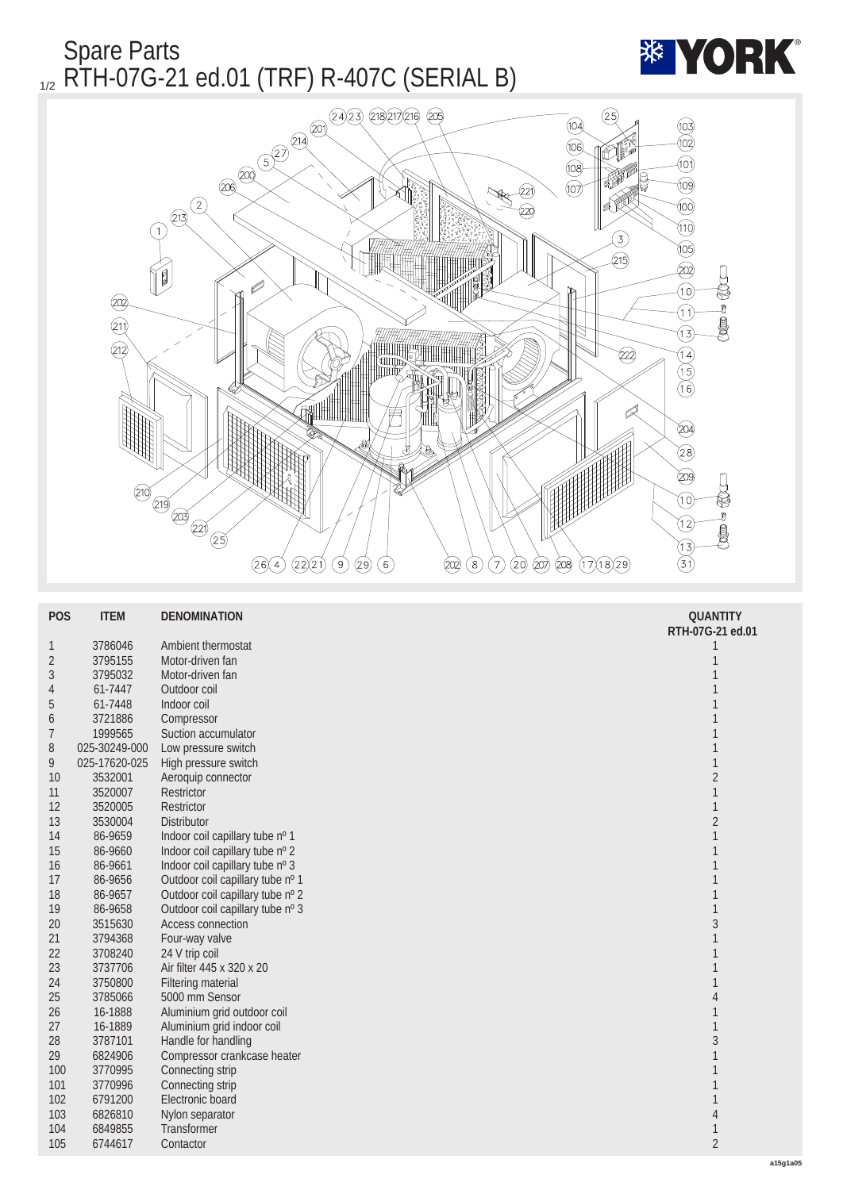# Spare Parts

## RTH-07G-21 ed.01 (TRF) R-407C (SERIAL B)

| POS | ITEM | DENOMINATION | QUANTITY RTH-07G-21 ed.01 |
|---|---|---|---|
| 1 | 3786046 | Ambient thermostat | 1 |
| 2 | 3795155 | Motor-driven fan | 1 |
| 3 | 3795032 | Motor-driven fan | 1 |
| 4 | 61-7447 | Outdoor coil | 1 |
| 5 | 61-7448 | Indoor coil | 1 |
| 6 | 3721886 | Compressor | 1 |
| 7 | 1999565 | Suction accumulator | 1 |
| 8 | 025-30249-000 | Low pressure switch | 1 |
| 9 | 025-17620-025 | High pressure switch | 1 |
| 10 | 3532001 | Aeroquip connector | 2 |
| 11 | 3520007 | Restrictor | 1 |
| 12 | 3520005 | Restrictor | 1 |
| 13 | 3530004 | Distributor | 2 |
| 14 | 86-9659 | Indoor coil capillary tube nº 1 | 1 |
| 15 | 86-9660 | Indoor coil capillary tube nº 2 | 1 |
| 16 | 86-9661 | Indoor coil capillary tube nº 3 | 1 |
| 17 | 86-9656 | Outdoor coil capillary tube nº 1 | 1 |
| 18 | 86-9657 | Outdoor coil capillary tube nº 2 | 1 |
| 19 | 86-9658 | Outdoor coil capillary tube nº 3 | 1 |
| 20 | 3515630 | Access connection | 3 |
| 21 | 3794368 | Four-way valve | 1 |
| 22 | 3708240 | 24 V trip coil | 1 |
| 23 | 3737706 | Air filter 445 x 320 x 20 | 1 |
| 24 | 3750800 | Filtering material | 1 |
| 25 | 3785066 | 5000 mm Sensor | 4 |
| 26 | 16-1888 | Aluminium grid outdoor coil | 1 |
| 27 | 16-1889 | Aluminium grid indoor coil | 1 |
| 28 | 3787101 | Handle for handling | 3 |
| 29 | 6824906 | Compressor crankcase heater | 1 |
| 100 | 3770995 | Connecting strip | 1 |
| 101 | 3770996 | Connecting strip | 1 |
| 102 | 6791200 | Electronic board | 1 |
| 103 | 6826810 | Nylon separator | 4 |
| 104 | 6849855 | Transformer | 1 |
| 105 | 6744617 | Contactor | 2 |

a15g1a05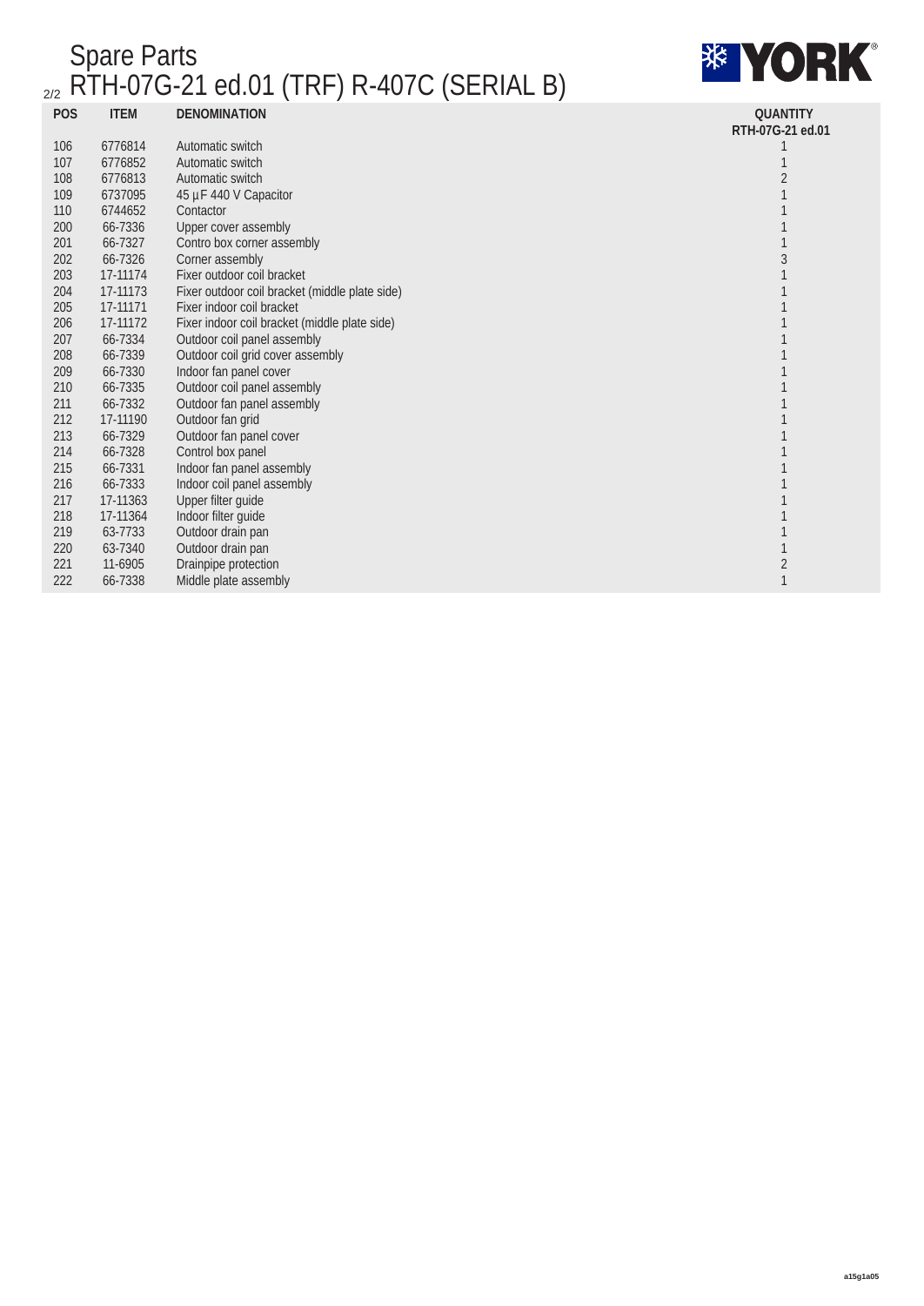# Spare Parts
## RTH-07G-21 ed.01 (TRF) R-407C (SERIAL B)

| POS | ITEM | DENOMINATION | QUANTITY RTH-07G-21 ed.01 |
|---|---|---|---|
| 106 | 6776814 | Automatic switch | 1 |
| 107 | 6776852 | Automatic switch | 1 |
| 108 | 6776813 | Automatic switch | 2 |
| 109 | 6737095 | 45 µF 440 V Capacitor | 1 |
| 110 | 6744652 | Contactor | 1 |
| 200 | 66-7336 | Upper cover assembly | 1 |
| 201 | 66-7327 | Contro box corner assembly | 1 |
| 202 | 66-7326 | Corner assembly | 3 |
| 203 | 17-11174 | Fixer outdoor coil bracket | 1 |
| 204 | 17-11173 | Fixer outdoor coil bracket (middle plate side) | 1 |
| 205 | 17-11171 | Fixer indoor coil bracket | 1 |
| 206 | 17-11172 | Fixer indoor coil bracket (middle plate side) | 1 |
| 207 | 66-7334 | Outdoor coil panel assembly | 1 |
| 208 | 66-7339 | Outdoor coil grid cover assembly | 1 |
| 209 | 66-7330 | Indoor fan panel cover | 1 |
| 210 | 66-7335 | Outdoor coil panel assembly | 1 |
| 211 | 66-7332 | Outdoor fan panel assembly | 1 |
| 212 | 17-11190 | Outdoor fan grid | 1 |
| 213 | 66-7329 | Outdoor fan panel cover | 1 |
| 214 | 66-7328 | Control box panel | 1 |
| 215 | 66-7331 | Indoor fan panel assembly | 1 |
| 216 | 66-7333 | Indoor coil panel assembly | 1 |
| 217 | 17-11363 | Upper filter guide | 1 |
| 218 | 17-11364 | Indoor filter guide | 1 |
| 219 | 63-7733 | Outdoor drain pan | 1 |
| 220 | 63-7340 | Outdoor drain pan | 1 |
| 221 | 11-6905 | Drainpipe protection | 2 |
| 222 | 66-7338 | Middle plate assembly | 1 |

a15g1a05